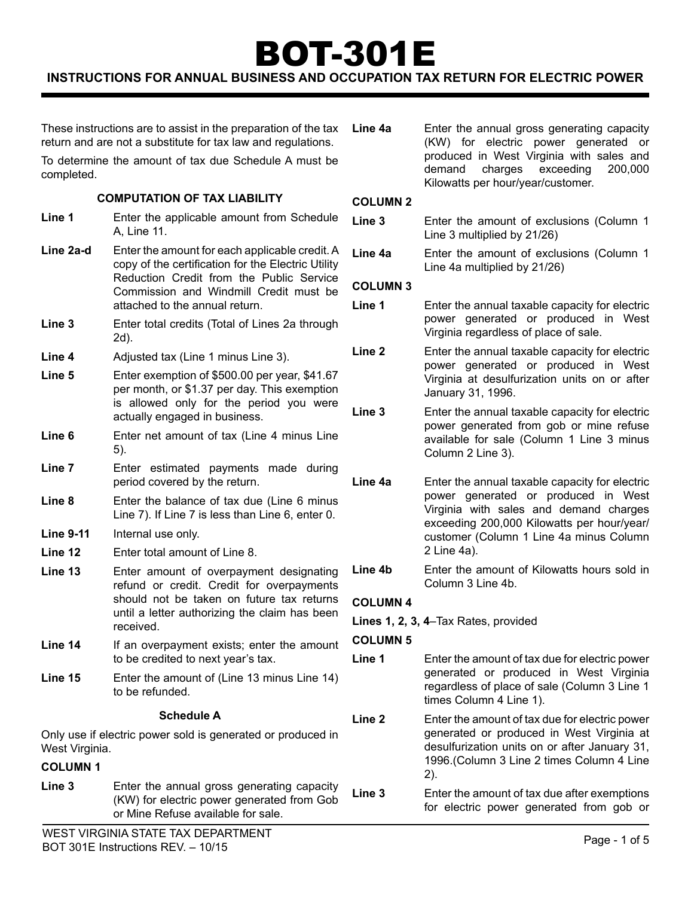# BOT-301E

## INSTRUCTIONS FOR ANNUAL BUSINESS AND OCCUPATION TAX RETURN FOR ELECTRIC POWER

These instructions are to assist in the preparation of the tax return and are not a substitute for tax law and regulations.

To determine the amount of tax due Schedule A must be completed.

### COMPUTATION OF TAX LIABILITY

**Line 1** Enter the applicable amount from Schedule A, Line 11.

**Line 2a-d** Enter the amount for each applicable credit. A copy of the certification for the Electric Utility Reduction Credit from the Public Service Commission and Windmill Credit must be attached to the annual return.

**Line 3** Enter total credits (Total of Lines 2a through 2d).

**Line 4** Adjusted tax (Line 1 minus Line 3).

**Line 5** Enter exemption of $500.00 per year, $41.67 per month, or $1.37 per day. This exemption is allowed only for the period you were actually engaged in business.

**Line 6** Enter net amount of tax (Line 4 minus Line 5).

**Line 7** Enter estimated payments made during period covered by the return.

**Line 8** Enter the balance of tax due (Line 6 minus Line 7). If Line 7 is less than Line 6, enter 0.

**Line 9-11** Internal use only.

**Line 12** Enter total amount of Line 8.

**Line 13** Enter amount of overpayment designating refund or credit. Credit for overpayments should not be taken on future tax returns until a letter authorizing the claim has been received.

**Line 14** If an overpayment exists; enter the amount to be credited to next year's tax.

**Line 15** Enter the amount of (Line 13 minus Line 14) to be refunded.

### Schedule A

Only use if electric power sold is generated or produced in West Virginia.

**COLUMN 1**

**Line 3** Enter the annual gross generating capacity (KW) for electric power generated from Gob or Mine Refuse available for sale.

**Line 4a** Enter the annual gross generating capacity (KW) for electric power generated or produced in West Virginia with sales and demand charges exceeding 200,000 Kilowatts per hour/year/customer.

**COLUMN 2**

**Line 3** Enter the amount of exclusions (Column 1 Line 3 multiplied by 21/26)

**Line 4a** Enter the amount of exclusions (Column 1 Line 4a multiplied by 21/26)

**COLUMN 3**

**Line 1** Enter the annual taxable capacity for electric power generated or produced in West Virginia regardless of place of sale.

**Line 2** Enter the annual taxable capacity for electric power generated or produced in West Virginia at desulfurization units on or after January 31, 1996.

**Line 3** Enter the annual taxable capacity for electric power generated from gob or mine refuse available for sale (Column 1 Line 3 minus Column 2 Line 3).

**Line 4a** Enter the annual taxable capacity for electric power generated or produced in West Virginia with sales and demand charges exceeding 200,000 Kilowatts per hour/year/customer (Column 1 Line 4a minus Column 2 Line 4a).

**Line 4b** Enter the amount of Kilowatts hours sold in Column 3 Line 4b.

**COLUMN 4**

**Lines 1, 2, 3, 4**–Tax Rates, provided

**COLUMN 5**

**Line 1** Enter the amount of tax due for electric power generated or produced in West Virginia regardless of place of sale (Column 3 Line 1 times Column 4 Line 1).

**Line 2** Enter the amount of tax due for electric power generated or produced in West Virginia at desulfurization units on or after January 31, 1996.(Column 3 Line 2 times Column 4 Line 2).

**Line 3** Enter the amount of tax due after exemptions for electric power generated from gob or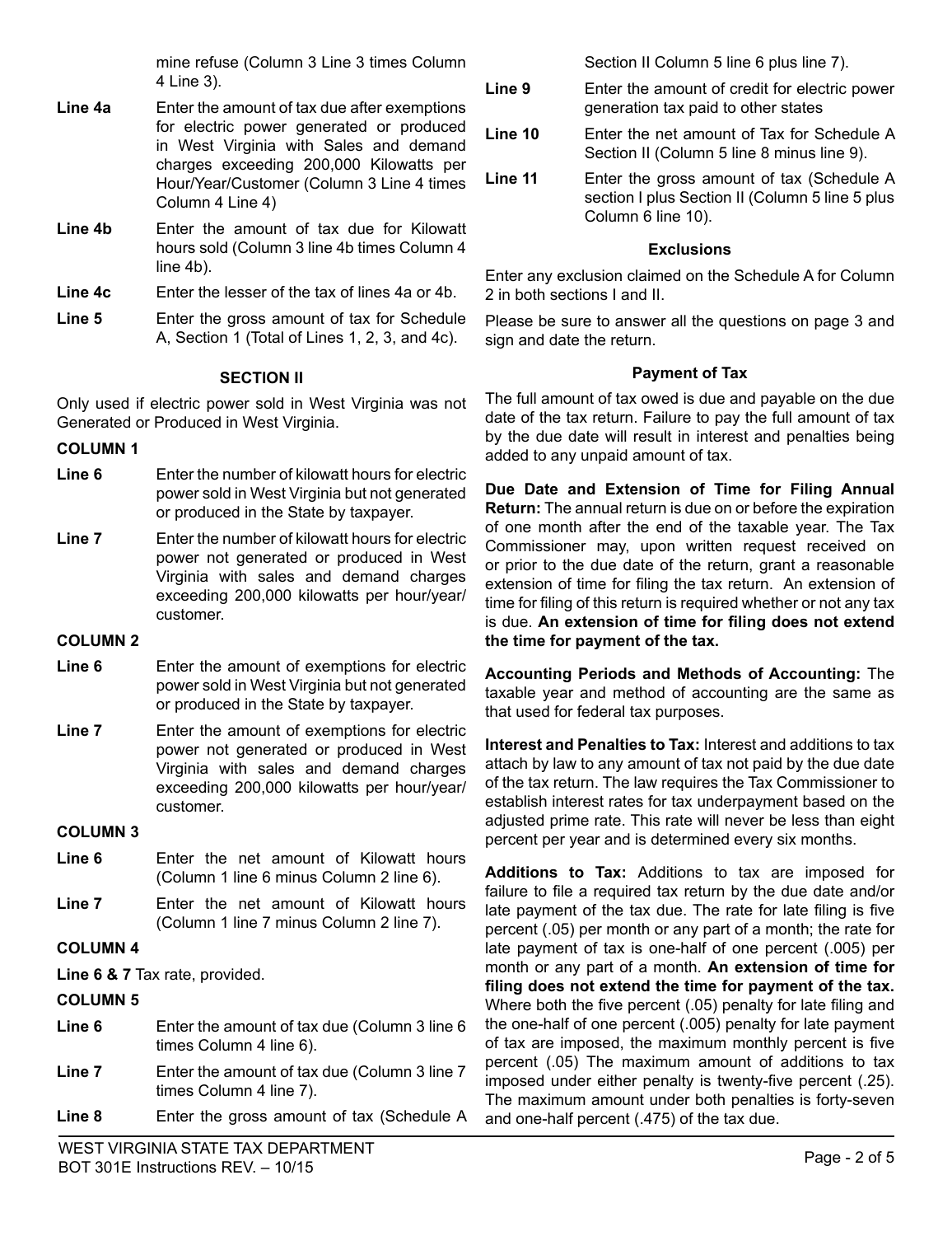mine refuse (Column 3 Line 3 times Column 4 Line 3).

**Line 4a** Enter the amount of tax due after exemptions for electric power generated or produced in West Virginia with Sales and demand charges exceeding 200,000 Kilowatts per Hour/Year/Customer (Column 3 Line 4 times Column 4 Line 4)

**Line 4b** Enter the amount of tax due for Kilowatt hours sold (Column 3 line 4b times Column 4 line 4b).

**Line 4c** Enter the lesser of the tax of lines 4a or 4b.

**Line 5** Enter the gross amount of tax for Schedule A, Section 1 (Total of Lines 1, 2, 3, and 4c).

### SECTION II

Only used if electric power sold in West Virginia was not Generated or Produced in West Virginia.

**COLUMN 1**

**Line 6** Enter the number of kilowatt hours for electric power sold in West Virginia but not generated or produced in the State by taxpayer.

**Line 7** Enter the number of kilowatt hours for electric power not generated or produced in West Virginia with sales and demand charges exceeding 200,000 kilowatts per hour/year/customer.

**COLUMN 2**

**Line 6** Enter the amount of exemptions for electric power sold in West Virginia but not generated or produced in the State by taxpayer.

**Line 7** Enter the amount of exemptions for electric power not generated or produced in West Virginia with sales and demand charges exceeding 200,000 kilowatts per hour/year/customer.

**COLUMN 3**

**Line 6** Enter the net amount of Kilowatt hours (Column 1 line 6 minus Column 2 line 6).

**Line 7** Enter the net amount of Kilowatt hours (Column 1 line 7 minus Column 2 line 7).

**COLUMN 4**

**Line 6 & 7** Tax rate, provided.

**COLUMN 5**

**Line 6** Enter the amount of tax due (Column 3 line 6 times Column 4 line 6).

**Line 7** Enter the amount of tax due (Column 3 line 7 times Column 4 line 7).

**Line 8** Enter the gross amount of tax (Schedule A Section II Column 5 line 6 plus line 7).

**Line 9** Enter the amount of credit for electric power generation tax paid to other states

**Line 10** Enter the net amount of Tax for Schedule A Section II (Column 5 line 8 minus line 9).

**Line 11** Enter the gross amount of tax (Schedule A section I plus Section II (Column 5 line 5 plus Column 6 line 10).

### Exclusions

Enter any exclusion claimed on the Schedule A for Column 2 in both sections I and II.

Please be sure to answer all the questions on page 3 and sign and date the return.

### Payment of Tax

The full amount of tax owed is due and payable on the due date of the tax return. Failure to pay the full amount of tax by the due date will result in interest and penalties being added to any unpaid amount of tax.

**Due Date and Extension of Time for Filing Annual Return:** The annual return is due on or before the expiration of one month after the end of the taxable year. The Tax Commissioner may, upon written request received on or prior to the due date of the return, grant a reasonable extension of time for filing the tax return. An extension of time for filing of this return is required whether or not any tax is due. **An extension of time for filing does not extend the time for payment of the tax.**

**Accounting Periods and Methods of Accounting:** The taxable year and method of accounting are the same as that used for federal tax purposes.

**Interest and Penalties to Tax:** Interest and additions to tax attach by law to any amount of tax not paid by the due date of the tax return. The law requires the Tax Commissioner to establish interest rates for tax underpayment based on the adjusted prime rate. This rate will never be less than eight percent per year and is determined every six months.

**Additions to Tax:** Additions to tax are imposed for failure to file a required tax return by the due date and/or late payment of the tax due. The rate for late filing is five percent (.05) per month or any part of a month; the rate for late payment of tax is one-half of one percent (.005) per month or any part of a month. **An extension of time for filing does not extend the time for payment of the tax.** Where both the five percent (.05) penalty for late filing and the one-half of one percent (.005) penalty for late payment of tax are imposed, the maximum monthly percent is five percent (.05) The maximum amount of additions to tax imposed under either penalty is twenty-five percent (.25). The maximum amount under both penalties is forty-seven and one-half percent (.475) of the tax due.

WEST VIRGINIA STATE TAX DEPARTMENT
BOT 301E Instructions REV. – 10/15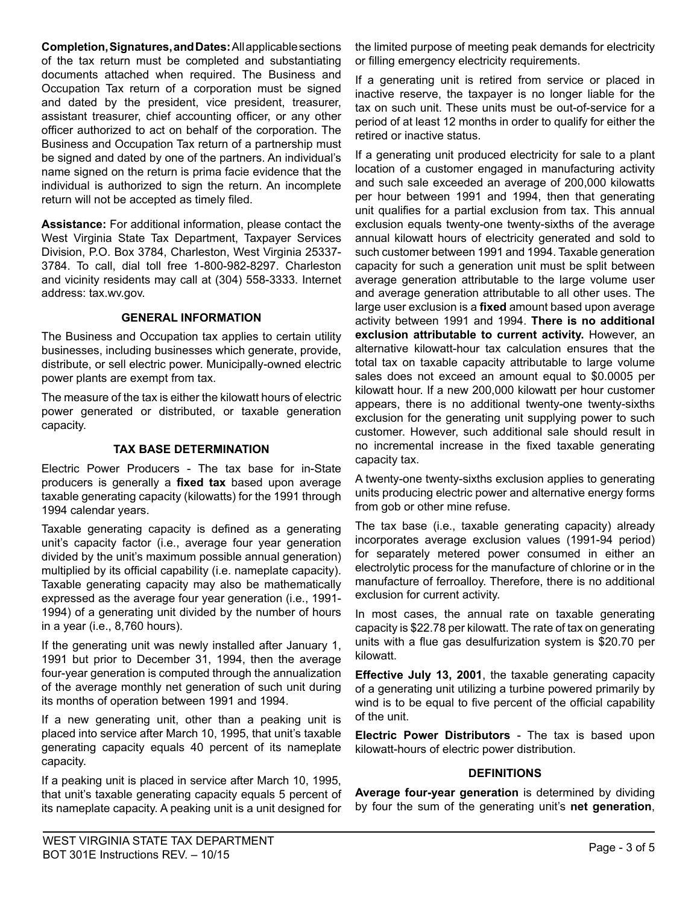**Completion, Signatures, and Dates:** All applicable sections of the tax return must be completed and substantiating documents attached when required. The Business and Occupation Tax return of a corporation must be signed and dated by the president, vice president, treasurer, assistant treasurer, chief accounting officer, or any other officer authorized to act on behalf of the corporation. The Business and Occupation Tax return of a partnership must be signed and dated by one of the partners. An individual's name signed on the return is prima facie evidence that the individual is authorized to sign the return. An incomplete return will not be accepted as timely filed.

**Assistance:** For additional information, please contact the West Virginia State Tax Department, Taxpayer Services Division, P.O. Box 3784, Charleston, West Virginia 25337-3784. To call, dial toll free 1-800-982-8297. Charleston and vicinity residents may call at (304) 558-3333. Internet address: tax.wv.gov.

### GENERAL INFORMATION

The Business and Occupation tax applies to certain utility businesses, including businesses which generate, provide, distribute, or sell electric power. Municipally-owned electric power plants are exempt from tax.

The measure of the tax is either the kilowatt hours of electric power generated or distributed, or taxable generation capacity.

### TAX BASE DETERMINATION

Electric Power Producers - The tax base for in-State producers is generally a **fixed tax** based upon average taxable generating capacity (kilowatts) for the 1991 through 1994 calendar years.

Taxable generating capacity is defined as a generating unit's capacity factor (i.e., average four year generation divided by the unit's maximum possible annual generation) multiplied by its official capability (i.e. nameplate capacity). Taxable generating capacity may also be mathematically expressed as the average four year generation (i.e., 1991-1994) of a generating unit divided by the number of hours in a year (i.e., 8,760 hours).

If the generating unit was newly installed after January 1, 1991 but prior to December 31, 1994, then the average four-year generation is computed through the annualization of the average monthly net generation of such unit during its months of operation between 1991 and 1994.

If a new generating unit, other than a peaking unit is placed into service after March 10, 1995, that unit's taxable generating capacity equals 40 percent of its nameplate capacity.

If a peaking unit is placed in service after March 10, 1995, that unit's taxable generating capacity equals 5 percent of its nameplate capacity. A peaking unit is a unit designed for the limited purpose of meeting peak demands for electricity or filling emergency electricity requirements.

If a generating unit is retired from service or placed in inactive reserve, the taxpayer is no longer liable for the tax on such unit. These units must be out-of-service for a period of at least 12 months in order to qualify for either the retired or inactive status.

If a generating unit produced electricity for sale to a plant location of a customer engaged in manufacturing activity and such sale exceeded an average of 200,000 kilowatts per hour between 1991 and 1994, then that generating unit qualifies for a partial exclusion from tax. This annual exclusion equals twenty-one twenty-sixths of the average annual kilowatt hours of electricity generated and sold to such customer between 1991 and 1994. Taxable generation capacity for such a generation unit must be split between average generation attributable to the large volume user and average generation attributable to all other uses. The large user exclusion is a **fixed** amount based upon average activity between 1991 and 1994. **There is no additional exclusion attributable to current activity.** However, an alternative kilowatt-hour tax calculation ensures that the total tax on taxable capacity attributable to large volume sales does not exceed an amount equal to $0.0005 per kilowatt hour. If a new 200,000 kilowatt per hour customer appears, there is no additional twenty-one twenty-sixths exclusion for the generating unit supplying power to such customer. However, such additional sale should result in no incremental increase in the fixed taxable generating capacity tax.

A twenty-one twenty-sixths exclusion applies to generating units producing electric power and alternative energy forms from gob or other mine refuse.

The tax base (i.e., taxable generating capacity) already incorporates average exclusion values (1991-94 period) for separately metered power consumed in either an electrolytic process for the manufacture of chlorine or in the manufacture of ferroalloy. Therefore, there is no additional exclusion for current activity.

In most cases, the annual rate on taxable generating capacity is $22.78 per kilowatt. The rate of tax on generating units with a flue gas desulfurization system is $20.70 per kilowatt.

**Effective July 13, 2001**, the taxable generating capacity of a generating unit utilizing a turbine powered primarily by wind is to be equal to five percent of the official capability of the unit.

**Electric Power Distributors** - The tax is based upon kilowatt-hours of electric power distribution.

### DEFINITIONS

**Average four-year generation** is determined by dividing by four the sum of the generating unit's **net generation**,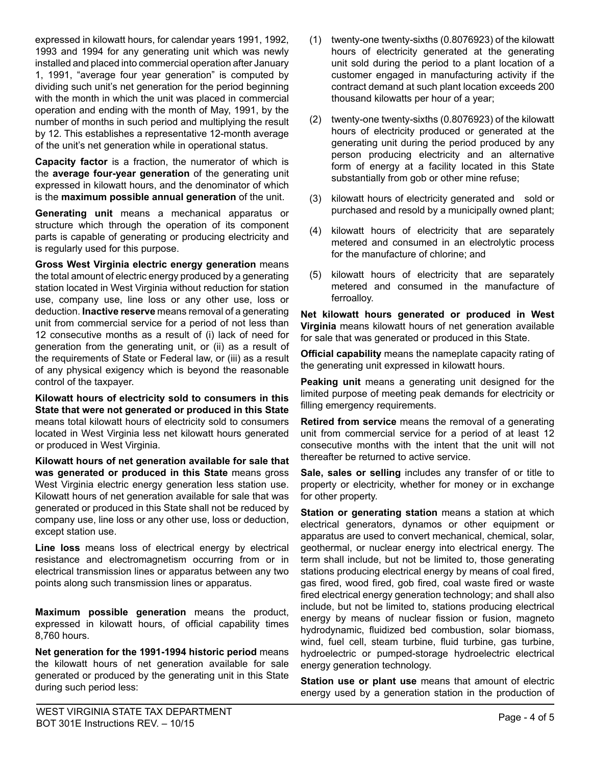expressed in kilowatt hours, for calendar years 1991, 1992, 1993 and 1994 for any generating unit which was newly installed and placed into commercial operation after January 1, 1991, "average four year generation" is computed by dividing such unit's net generation for the period beginning with the month in which the unit was placed in commercial operation and ending with the month of May, 1991, by the number of months in such period and multiplying the result by 12. This establishes a representative 12-month average of the unit's net generation while in operational status.

**Capacity factor** is a fraction, the numerator of which is the **average four-year generation** of the generating unit expressed in kilowatt hours, and the denominator of which is the **maximum possible annual generation** of the unit.

**Generating unit** means a mechanical apparatus or structure which through the operation of its component parts is capable of generating or producing electricity and is regularly used for this purpose.

**Gross West Virginia electric energy generation** means the total amount of electric energy produced by a generating station located in West Virginia without reduction for station use, company use, line loss or any other use, loss or deduction. **Inactive reserve** means removal of a generating unit from commercial service for a period of not less than 12 consecutive months as a result of (i) lack of need for generation from the generating unit, or (ii) as a result of the requirements of State or Federal law, or (iii) as a result of any physical exigency which is beyond the reasonable control of the taxpayer.

**Kilowatt hours of electricity sold to consumers in this State that were not generated or produced in this State** means total kilowatt hours of electricity sold to consumers located in West Virginia less net kilowatt hours generated or produced in West Virginia.

**Kilowatt hours of net generation available for sale that was generated or produced in this State** means gross West Virginia electric energy generation less station use. Kilowatt hours of net generation available for sale that was generated or produced in this State shall not be reduced by company use, line loss or any other use, loss or deduction, except station use.

**Line loss** means loss of electrical energy by electrical resistance and electromagnetism occurring from or in electrical transmission lines or apparatus between any two points along such transmission lines or apparatus.

**Maximum possible generation** means the product, expressed in kilowatt hours, of official capability times 8,760 hours.

**Net generation for the 1991-1994 historic period** means the kilowatt hours of net generation available for sale generated or produced by the generating unit in this State during such period less:

(1) twenty-one twenty-sixths (0.8076923) of the kilowatt hours of electricity generated at the generating unit sold during the period to a plant location of a customer engaged in manufacturing activity if the contract demand at such plant location exceeds 200 thousand kilowatts per hour of a year;

(2) twenty-one twenty-sixths (0.8076923) of the kilowatt hours of electricity produced or generated at the generating unit during the period produced by any person producing electricity and an alternative form of energy at a facility located in this State substantially from gob or other mine refuse;

(3) kilowatt hours of electricity generated and sold or purchased and resold by a municipally owned plant;

(4) kilowatt hours of electricity that are separately metered and consumed in an electrolytic process for the manufacture of chlorine; and

(5) kilowatt hours of electricity that are separately metered and consumed in the manufacture of ferroalloy.

**Net kilowatt hours generated or produced in West Virginia** means kilowatt hours of net generation available for sale that was generated or produced in this State.

**Official capability** means the nameplate capacity rating of the generating unit expressed in kilowatt hours.

**Peaking unit** means a generating unit designed for the limited purpose of meeting peak demands for electricity or filling emergency requirements.

**Retired from service** means the removal of a generating unit from commercial service for a period of at least 12 consecutive months with the intent that the unit will not thereafter be returned to active service.

**Sale, sales or selling** includes any transfer of or title to property or electricity, whether for money or in exchange for other property.

**Station or generating station** means a station at which electrical generators, dynamos or other equipment or apparatus are used to convert mechanical, chemical, solar, geothermal, or nuclear energy into electrical energy. The term shall include, but not be limited to, those generating stations producing electrical energy by means of coal fired, gas fired, wood fired, gob fired, coal waste fired or waste fired electrical energy generation technology; and shall also include, but not be limited to, stations producing electrical energy by means of nuclear fission or fusion, magneto hydrodynamic, fluidized bed combustion, solar biomass, wind, fuel cell, steam turbine, fluid turbine, gas turbine, hydroelectric or pumped-storage hydroelectric electrical energy generation technology.

**Station use or plant use** means that amount of electric energy used by a generation station in the production of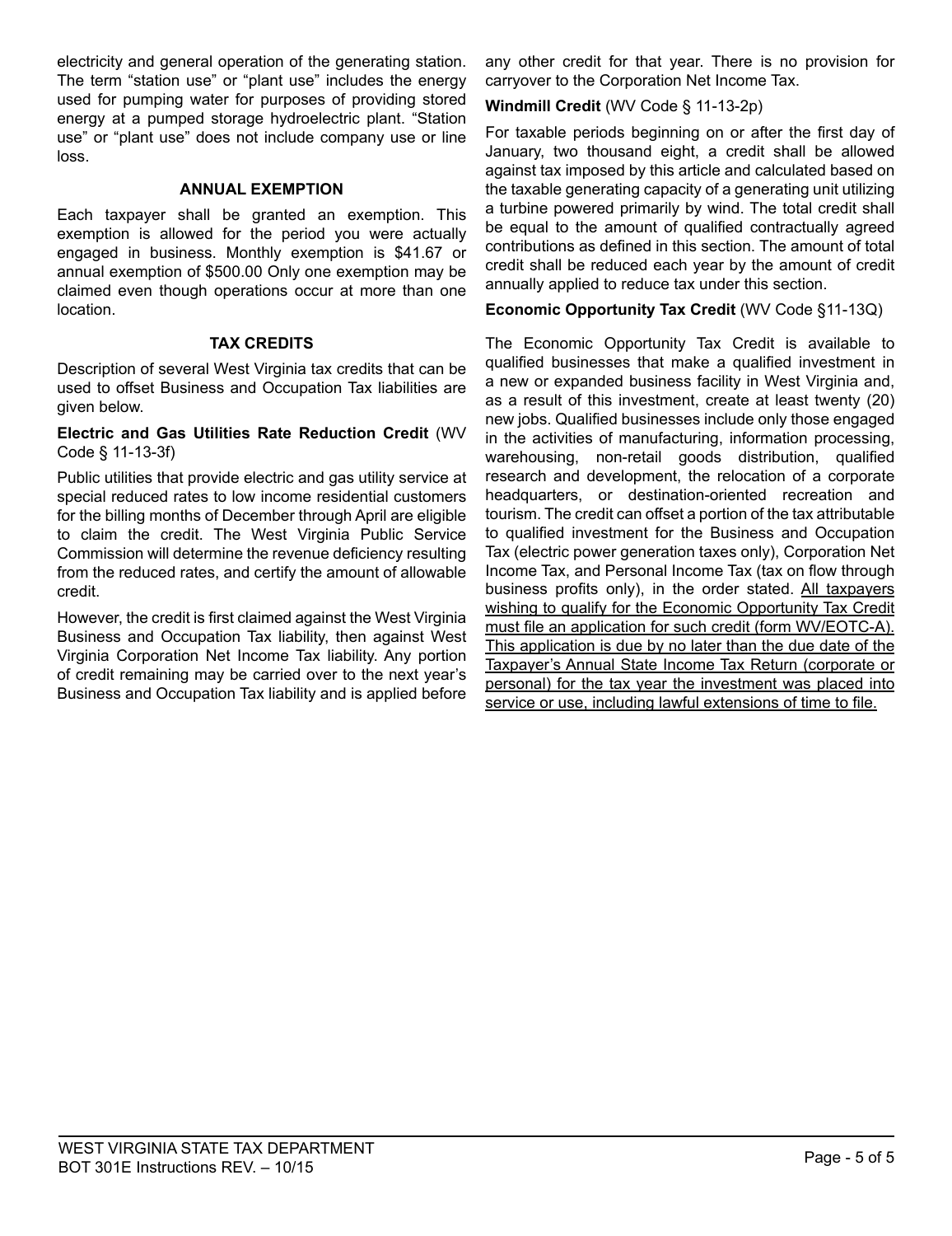electricity and general operation of the generating station. The term "station use" or "plant use" includes the energy used for pumping water for purposes of providing stored energy at a pumped storage hydroelectric plant. "Station use" or "plant use" does not include company use or line loss.

## ANNUAL EXEMPTION

Each taxpayer shall be granted an exemption. This exemption is allowed for the period you were actually engaged in business. Monthly exemption is $41.67 or annual exemption of $500.00 Only one exemption may be claimed even though operations occur at more than one location.

## TAX CREDITS

Description of several West Virginia tax credits that can be used to offset Business and Occupation Tax liabilities are given below.

**Electric and Gas Utilities Rate Reduction Credit** (WV Code § 11-13-3f)

Public utilities that provide electric and gas utility service at special reduced rates to low income residential customers for the billing months of December through April are eligible to claim the credit. The West Virginia Public Service Commission will determine the revenue deficiency resulting from the reduced rates, and certify the amount of allowable credit.

However, the credit is first claimed against the West Virginia Business and Occupation Tax liability, then against West Virginia Corporation Net Income Tax liability. Any portion of credit remaining may be carried over to the next year's Business and Occupation Tax liability and is applied before any other credit for that year. There is no provision for carryover to the Corporation Net Income Tax.

**Windmill Credit** (WV Code § 11-13-2p)

For taxable periods beginning on or after the first day of January, two thousand eight, a credit shall be allowed against tax imposed by this article and calculated based on the taxable generating capacity of a generating unit utilizing a turbine powered primarily by wind. The total credit shall be equal to the amount of qualified contractually agreed contributions as defined in this section. The amount of total credit shall be reduced each year by the amount of credit annually applied to reduce tax under this section.

**Economic Opportunity Tax Credit** (WV Code §11-13Q)

The Economic Opportunity Tax Credit is available to qualified businesses that make a qualified investment in a new or expanded business facility in West Virginia and, as a result of this investment, create at least twenty (20) new jobs. Qualified businesses include only those engaged in the activities of manufacturing, information processing, warehousing, non-retail goods distribution, qualified research and development, the relocation of a corporate headquarters, or destination-oriented recreation and tourism. The credit can offset a portion of the tax attributable to qualified investment for the Business and Occupation Tax (electric power generation taxes only), Corporation Net Income Tax, and Personal Income Tax (tax on flow through business profits only), in the order stated. <u>All taxpayers wishing to qualify for the Economic Opportunity Tax Credit must file an application for such credit (form WV/EOTC-A). This application is due by no later than the due date of the Taxpayer's Annual State Income Tax Return (corporate or personal) for the tax year the investment was placed into service or use, including lawful extensions of time to file.</u>